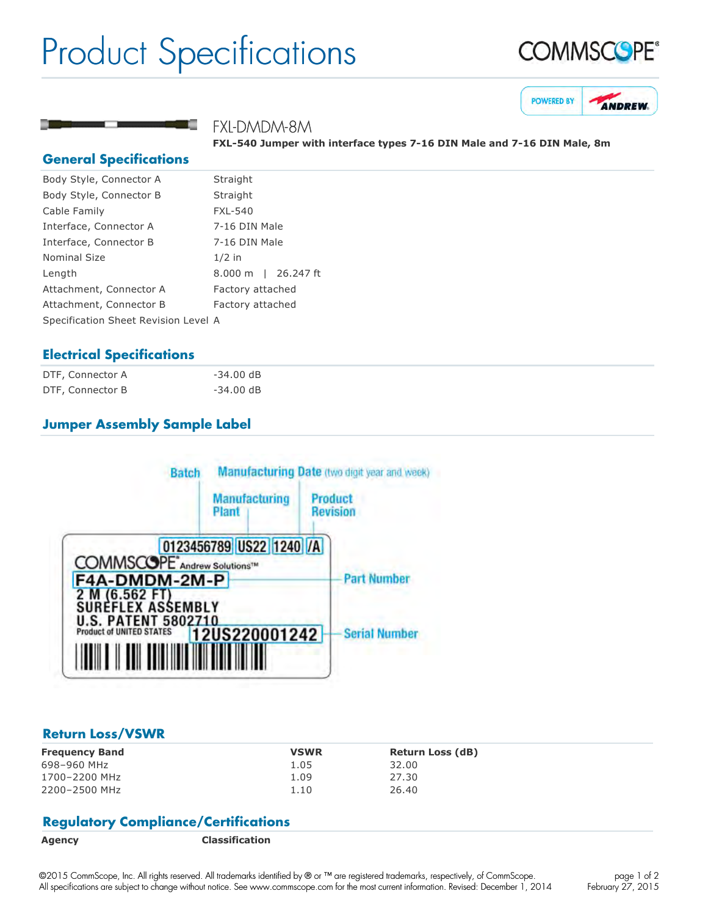# Product Specifications

COMMSCOPE®

POWERED BY ANDREW

## FXL-DMDM-8M

**FXL-540 Jumper with interface types 7-16 DIN Male and 7-16 DIN Male, 8m**

## General Specifications

| | |
|---|---|
| Body Style, Connector A | Straight |
| Body Style, Connector B | Straight |
| Cable Family | FXL-540 |
| Interface, Connector A | 7-16 DIN Male |
| Interface, Connector B | 7-16 DIN Male |
| Nominal Size | 1/2 in |
| Length | 8.000 m \| 26.247 ft |
| Attachment, Connector A | Factory attached |
| Attachment, Connector B | Factory attached |
| Specification Sheet Revision Level | A |

## Electrical Specifications

| | |
|---|---|
| DTF, Connector A | -34.00 dB |
| DTF, Connector B | -34.00 dB |

## Jumper Assembly Sample Label

Batch | Manufacturing Date (two digit year and week) | Manufacturing Plant | Product Revision

0123456789 US22 1240 /A

COMMSCOPE® Andrew Solutions™

F4A-DMDM-2M-P — Part Number

2 M (6.562 FT)
SUREFLEX ASSEMBLY
U.S. PATENT 5802710
Product of UNITED STATES

12US220001242 — Serial Number

## Return Loss/VSWR

| Frequency Band | VSWR | Return Loss (dB) |
|---|---|---|
| 698–960 MHz | 1.05 | 32.00 |
| 1700–2200 MHz | 1.09 | 27.30 |
| 2200–2500 MHz | 1.10 | 26.40 |

## Regulatory Compliance/Certifications

| Agency | Classification |
|---|---|

©2015 CommScope, Inc. All rights reserved. All trademarks identified by ® or ™ are registered trademarks, respectively, of CommScope. All specifications are subject to change without notice. See www.commscope.com for the most current information. Revised: December 1, 2014

February 27, 2015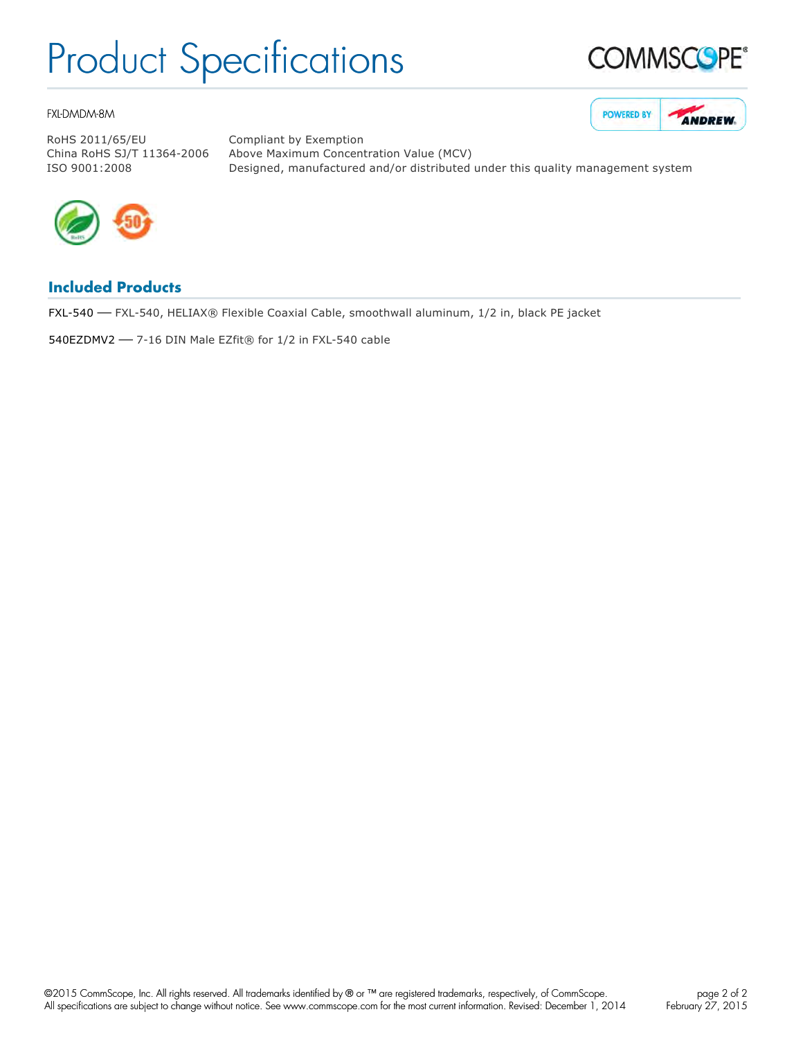# Product Specifications

FXL-DMDM-8M

| | |
|---|---|
| RoHS 2011/65/EU | Compliant by Exemption |
| China RoHS SJ/T 11364-2006 | Above Maximum Concentration Value (MCV) |
| ISO 9001:2008 | Designed, manufactured and/or distributed under this quality management system |

## Included Products

FXL-540 — FXL-540, HELIAX® Flexible Coaxial Cable, smoothwall aluminum, 1/2 in, black PE jacket

540EZDMV2 — 7-16 DIN Male EZfit® for 1/2 in FXL-540 cable

©2015 CommScope, Inc. All rights reserved. All trademarks identified by ® or ™ are registered trademarks, respectively, of CommScope.
All specifications are subject to change without notice. See www.commscope.com for the most current information. Revised: December 1, 2014

February 27, 2015